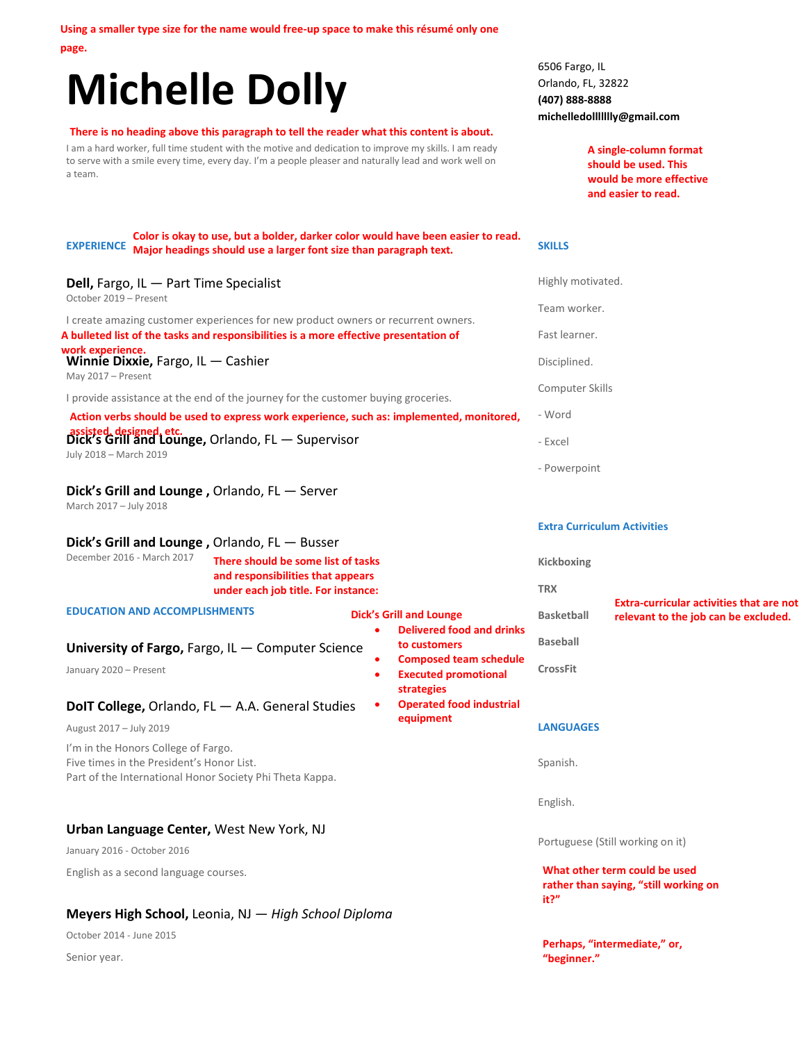Using a smaller type size for the name would free-up space to make this résumé only one page.

# Michelle Dolly

6506 Fargo, IL
Orlando, FL, 32822
**(407) 888-8888**
**michelledolllllllly@gmail.com**

A single-column format should be used. This would be more effective and easier to read.

There is no heading above this paragraph to tell the reader what this content is about.

I am a hard worker, full time student with the motive and dedication to improve my skills. I am ready to serve with a smile every time, every day. I'm a people pleaser and naturally lead and work well on a team.

## EXPERIENCE

Color is okay to use, but a bolder, darker color would have been easier to read. Major headings should use a larger font size than paragraph text.

**Dell,** Fargo, IL — Part Time Specialist
October 2019 – Present

I create amazing customer experiences for new product owners or recurrent owners.

A bulleted list of the tasks and responsibilities is a more effective presentation of work experience.

**Winnie Dixxie,** Fargo, IL — Cashier
May 2017 – Present

I provide assistance at the end of the journey for the customer buying groceries.

Action verbs should be used to express work experience, such as: implemented, monitored, assisted, designed, etc.

**Dick's Grill and Lounge,** Orlando, FL — Supervisor
July 2018 – March 2019

**Dick's Grill and Lounge ,** Orlando, FL — Server
March 2017 – July 2018

**Dick's Grill and Lounge ,** Orlando, FL — Busser
December 2016 - March 2017

There should be some list of tasks and responsibilities that appears under each job title. For instance:

Dick's Grill and Lounge

- Delivered food and drinks to customers
- Composed team schedule
- Executed promotional strategies
- Operated food industrial equipment

## EDUCATION AND ACCOMPLISHMENTS

**University of Fargo,** Fargo, IL — Computer Science
January 2020 – Present

**DoIT College,** Orlando, FL — A.A. General Studies
August 2017 – July 2019

I'm in the Honors College of Fargo.
Five times in the President's Honor List.
Part of the International Honor Society Phi Theta Kappa.

**Urban Language Center,** West New York, NJ
January 2016 - October 2016

English as a second language courses.

**Meyers High School,** Leonia, NJ — *High School Diploma*
October 2014 - June 2015

Senior year.

## SKILLS

Highly motivated.

Team worker.

Fast learner.

Disciplined.

Computer Skills

- Word
- Excel
- Powerpoint

## Extra Curriculum Activities

**Kickboxing**

**TRX**

**Basketball**

**Baseball**

**CrossFit**

Extra-curricular activities that are not relevant to the job can be excluded.

## LANGUAGES

Spanish.

English.

Portuguese (Still working on it)

What other term could be used rather than saying, "still working on it?"

Perhaps, "intermediate," or, "beginner."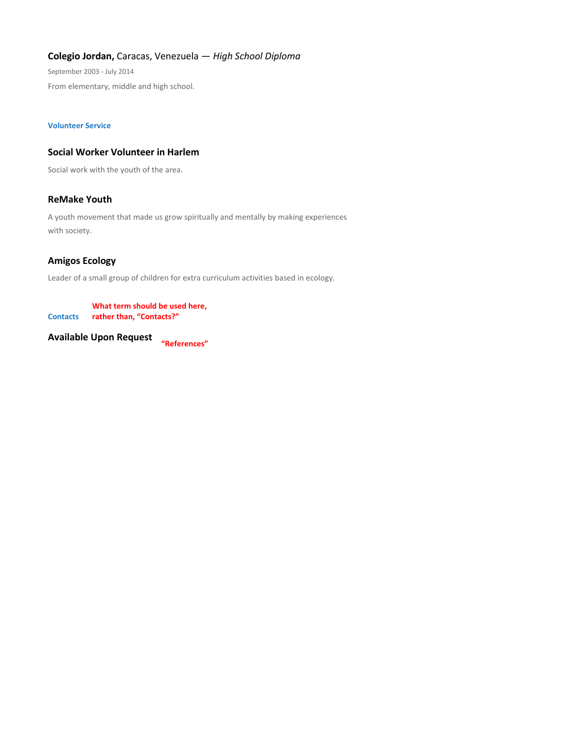**Colegio Jordan,** Caracas, Venezuela — *High School Diploma*

September 2003 - July 2014

From elementary, middle and high school.

## Volunteer Service

### Social Worker Volunteer in Harlem

Social work with the youth of the area.

### ReMake Youth

A youth movement that made us grow spiritually and mentally by making experiences with society.

### Amigos Ecology

Leader of a small group of children for extra curriculum activities based in ecology.

## Contacts

**What term should be used here, rather than, "Contacts?"**

### Available Upon Request

**"References"**